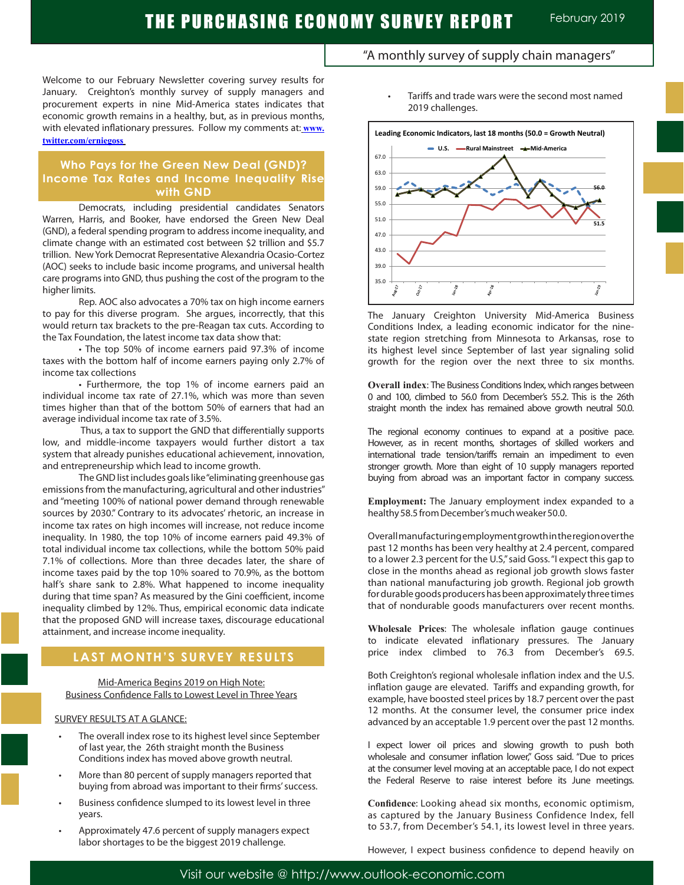# THE PURCHASING ECONOMY SURVEY REPORT

February 2019

"A monthly survey of supply chain managers"

Welcome to our February Newsletter covering survey results for January. Creighton's monthly survey of supply managers and procurement experts in nine Mid-America states indicates that economic growth remains in a healthy, but, as in previous months, with elevated inflationary pressures. Follow my comments at: www.twitter.com/erniegoss

## Who Pays for the Green New Deal (GND)? Income Tax Rates and Income Inequality Rise with GND

Democrats, including presidential candidates Senators Warren, Harris, and Booker, have endorsed the Green New Deal (GND), a federal spending program to address income inequality, and climate change with an estimated cost between $2 trillion and $5.7 trillion. New York Democrat Representative Alexandria Ocasio-Cortez (AOC) seeks to include basic income programs, and universal health care programs into GND, thus pushing the cost of the program to the higher limits.

Rep. AOC also advocates a 70% tax on high income earners to pay for this diverse program. She argues, incorrectly, that this would return tax brackets to the pre-Reagan tax cuts. According to the Tax Foundation, the latest income tax data show that:

- The top 50% of income earners paid 97.3% of income taxes with the bottom half of income earners paying only 2.7% of income tax collections
- Furthermore, the top 1% of income earners paid an individual income tax rate of 27.1%, which was more than seven times higher than that of the bottom 50% of earners that had an average individual income tax rate of 3.5%.

Thus, a tax to support the GND that differentially supports low, and middle-income taxpayers would further distort a tax system that already punishes educational achievement, innovation, and entrepreneurship which lead to income growth.

The GND list includes goals like "eliminating greenhouse gas emissions from the manufacturing, agricultural and other industries" and "meeting 100% of national power demand through renewable sources by 2030." Contrary to its advocates' rhetoric, an increase in income tax rates on high incomes will increase, not reduce income inequality. In 1980, the top 10% of income earners paid 49.3% of total individual income tax collections, while the bottom 50% paid 7.1% of collections. More than three decades later, the share of income taxes paid by the top 10% soared to 70.9%, as the bottom half's share sank to 2.8%. What happened to income inequality during that time span? As measured by the Gini coefficient, income inequality climbed by 12%. Thus, empirical economic data indicate that the proposed GND will increase taxes, discourage educational attainment, and increase income inequality.

## LAST MONTH'S SURVEY RESULTS

Mid-America Begins 2019 on High Note:
Business Confidence Falls to Lowest Level in Three Years

SURVEY RESULTS AT A GLANCE:

- The overall index rose to its highest level since September of last year, the 26th straight month the Business Conditions index has moved above growth neutral.
- More than 80 percent of supply managers reported that buying from abroad was important to their firms' success.
- Business confidence slumped to its lowest level in three years.
- Approximately 47.6 percent of supply managers expect labor shortages to be the biggest 2019 challenge.
- Tariffs and trade wars were the second most named 2019 challenges.

**Leading Economic Indicators, last 18 months (50.0 = Growth Neutral)**

Legend: U.S., Rural Mainstreet, Mid-America. Latest values: 56.0 (Mid-America), 51.5 (Rural Mainstreet).

The January Creighton University Mid-America Business Conditions Index, a leading economic indicator for the nine-state region stretching from Minnesota to Arkansas, rose to its highest level since September of last year signaling solid growth for the region over the next three to six months.

**Overall index**: The Business Conditions Index, which ranges between 0 and 100, climbed to 56.0 from December's 55.2. This is the 26th straight month the index has remained above growth neutral 50.0.

The regional economy continues to expand at a positive pace. However, as in recent months, shortages of skilled workers and international trade tension/tariffs remain an impediment to even stronger growth. More than eight of 10 supply managers reported buying from abroad was an important factor in company success.

**Employment:** The January employment index expanded to a healthy 58.5 from December's much weaker 50.0.

Overall manufacturing employment growth in the region over the past 12 months has been very healthy at 2.4 percent, compared to a lower 2.3 percent for the U.S," said Goss. "I expect this gap to close in the months ahead as regional job growth slows faster than national manufacturing job growth. Regional job growth for durable goods producers has been approximately three times that of nondurable goods manufacturers over recent months.

**Wholesale Prices**: The wholesale inflation gauge continues to indicate elevated inflationary pressures. The January price index climbed to 76.3 from December's 69.5.

Both Creighton's regional wholesale inflation index and the U.S. inflation gauge are elevated. Tariffs and expanding growth, for example, have boosted steel prices by 18.7 percent over the past 12 months. At the consumer level, the consumer price index advanced by an acceptable 1.9 percent over the past 12 months.

I expect lower oil prices and slowing growth to push both wholesale and consumer inflation lower," Goss said. "Due to prices at the consumer level moving at an acceptable pace, I do not expect the Federal Reserve to raise interest before its June meetings.

**Confidence**: Looking ahead six months, economic optimism, as captured by the January Business Confidence Index, fell to 53.7, from December's 54.1, its lowest level in three years.

However, I expect business confidence to depend heavily on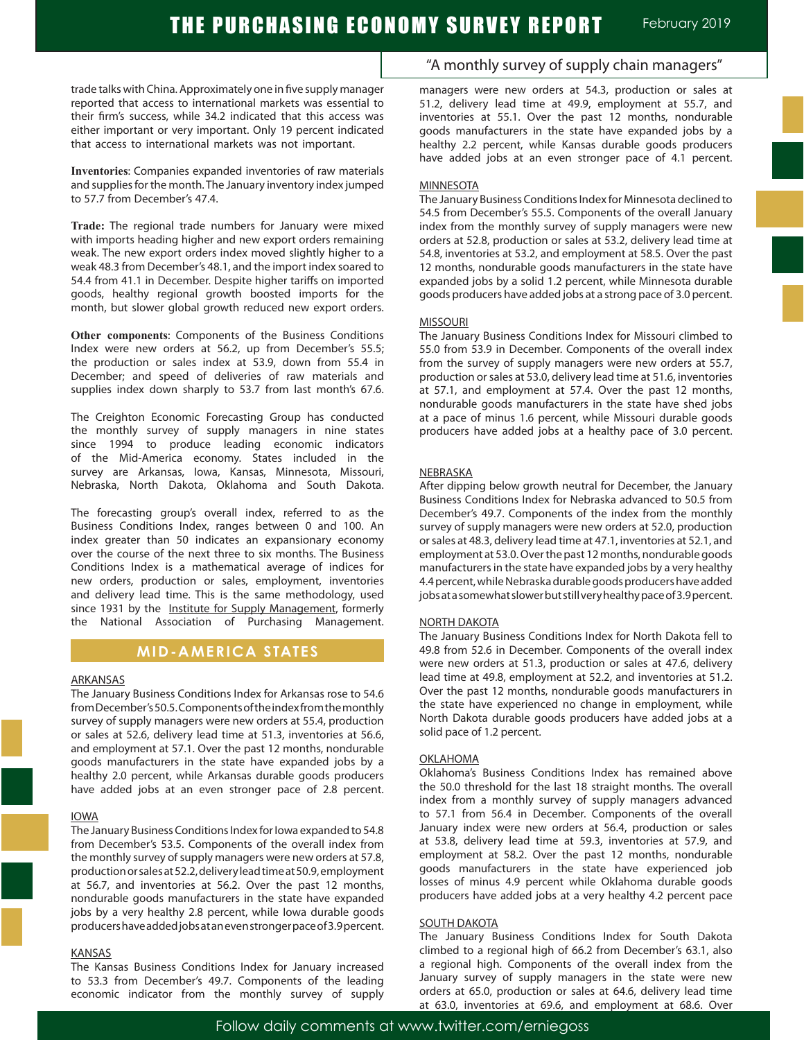trade talks with China. Approximately one in five supply manager reported that access to international markets was essential to their firm's success, while 34.2 indicated that this access was either important or very important. Only 19 percent indicated that access to international markets was not important.

**Inventories**: Companies expanded inventories of raw materials and supplies for the month. The January inventory index jumped to 57.7 from December's 47.4.

**Trade:** The regional trade numbers for January were mixed with imports heading higher and new export orders remaining weak. The new export orders index moved slightly higher to a weak 48.3 from December's 48.1, and the import index soared to 54.4 from 41.1 in December. Despite higher tariffs on imported goods, healthy regional growth boosted imports for the month, but slower global growth reduced new export orders.

**Other components**: Components of the Business Conditions Index were new orders at 56.2, up from December's 55.5; the production or sales index at 53.9, down from 55.4 in December; and speed of deliveries of raw materials and supplies index down sharply to 53.7 from last month's 67.6.

The Creighton Economic Forecasting Group has conducted the monthly survey of supply managers in nine states since 1994 to produce leading economic indicators of the Mid-America economy. States included in the survey are Arkansas, Iowa, Kansas, Minnesota, Missouri, Nebraska, North Dakota, Oklahoma and South Dakota.

The forecasting group's overall index, referred to as the Business Conditions Index, ranges between 0 and 100. An index greater than 50 indicates an expansionary economy over the course of the next three to six months. The Business Conditions Index is a mathematical average of indices for new orders, production or sales, employment, inventories and delivery lead time. This is the same methodology, used since 1931 by the Institute for Supply Management, formerly the National Association of Purchasing Management.

## MID-AMERICA STATES

### ARKANSAS

The January Business Conditions Index for Arkansas rose to 54.6 from December's 50.5. Components of the index from the monthly survey of supply managers were new orders at 55.4, production or sales at 52.6, delivery lead time at 51.3, inventories at 56.6, and employment at 57.1. Over the past 12 months, nondurable goods manufacturers in the state have expanded jobs by a healthy 2.0 percent, while Arkansas durable goods producers have added jobs at an even stronger pace of 2.8 percent.

### IOWA

The January Business Conditions Index for Iowa expanded to 54.8 from December's 53.5. Components of the overall index from the monthly survey of supply managers were new orders at 57.8, production or sales at 52.2, delivery lead time at 50.9, employment at 56.7, and inventories at 56.2. Over the past 12 months, nondurable goods manufacturers in the state have expanded jobs by a very healthy 2.8 percent, while Iowa durable goods producers have added jobs at an even stronger pace of 3.9 percent.

### KANSAS

The Kansas Business Conditions Index for January increased to 53.3 from December's 49.7. Components of the leading economic indicator from the monthly survey of supply managers were new orders at 54.3, production or sales at 51.2, delivery lead time at 49.9, employment at 55.7, and inventories at 55.1. Over the past 12 months, nondurable goods manufacturers in the state have expanded jobs by a healthy 2.2 percent, while Kansas durable goods producers have added jobs at an even stronger pace of 4.1 percent.

### MINNESOTA

The January Business Conditions Index for Minnesota declined to 54.5 from December's 55.5. Components of the overall January index from the monthly survey of supply managers were new orders at 52.8, production or sales at 53.2, delivery lead time at 54.8, inventories at 53.2, and employment at 58.5. Over the past 12 months, nondurable goods manufacturers in the state have expanded jobs by a solid 1.2 percent, while Minnesota durable goods producers have added jobs at a strong pace of 3.0 percent.

### MISSOURI

The January Business Conditions Index for Missouri climbed to 55.0 from 53.9 in December. Components of the overall index from the survey of supply managers were new orders at 55.7, production or sales at 53.0, delivery lead time at 51.6, inventories at 57.1, and employment at 57.4. Over the past 12 months, nondurable goods manufacturers in the state have shed jobs at a pace of minus 1.6 percent, while Missouri durable goods producers have added jobs at a healthy pace of 3.0 percent.

### NEBRASKA

After dipping below growth neutral for December, the January Business Conditions Index for Nebraska advanced to 50.5 from December's 49.7. Components of the index from the monthly survey of supply managers were new orders at 52.0, production or sales at 48.3, delivery lead time at 47.1, inventories at 52.1, and employment at 53.0. Over the past 12 months, nondurable goods manufacturers in the state have expanded jobs by a very healthy 4.4 percent, while Nebraska durable goods producers have added jobs at a somewhat slower but still very healthy pace of 3.9 percent.

### NORTH DAKOTA

The January Business Conditions Index for North Dakota fell to 49.8 from 52.6 in December. Components of the overall index were new orders at 51.3, production or sales at 47.6, delivery lead time at 49.8, employment at 52.2, and inventories at 51.2. Over the past 12 months, nondurable goods manufacturers in the state have experienced no change in employment, while North Dakota durable goods producers have added jobs at a solid pace of 1.2 percent.

### OKLAHOMA

Oklahoma's Business Conditions Index has remained above the 50.0 threshold for the last 18 straight months. The overall index from a monthly survey of supply managers advanced to 57.1 from 56.4 in December. Components of the overall January index were new orders at 56.4, production or sales at 53.8, delivery lead time at 59.3, inventories at 57.9, and employment at 58.2. Over the past 12 months, nondurable goods manufacturers in the state have experienced job losses of minus 4.9 percent while Oklahoma durable goods producers have added jobs at a very healthy 4.2 percent pace

### SOUTH DAKOTA

The January Business Conditions Index for South Dakota climbed to a regional high of 66.2 from December's 63.1, also a regional high. Components of the overall index from the January survey of supply managers in the state were new orders at 65.0, production or sales at 64.6, delivery lead time at 63.0, inventories at 69.6, and employment at 68.6. Over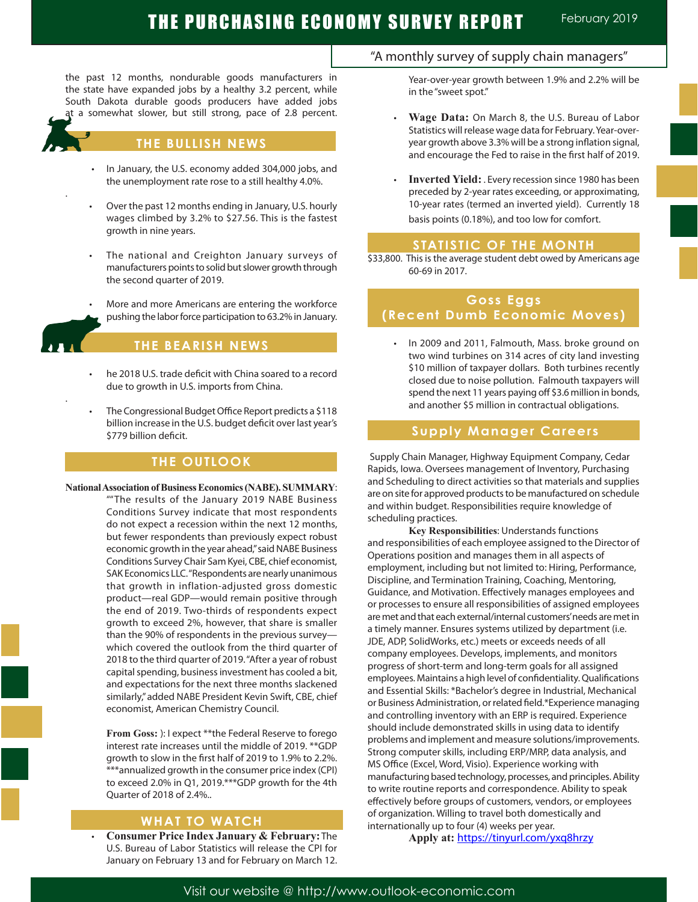the past 12 months, nondurable goods manufacturers in the state have expanded jobs by a healthy 3.2 percent, while South Dakota durable goods producers have added jobs at a somewhat slower, but still strong, pace of 2.8 percent.

## THE BULLISH NEWS

- In January, the U.S. economy added 304,000 jobs, and the unemployment rate rose to a still healthy 4.0%.
- Over the past 12 months ending in January, U.S. hourly wages climbed by 3.2% to $27.56. This is the fastest growth in nine years.
- The national and Creighton January surveys of manufacturers points to solid but slower growth through the second quarter of 2019.
- More and more Americans are entering the workforce pushing the labor force participation to 63.2% in January.

## THE BEARISH NEWS

- he 2018 U.S. trade deficit with China soared to a record due to growth in U.S. imports from China.
- The Congressional Budget Office Report predicts a $118 billion increase in the U.S. budget deficit over last year's $779 billion deficit.

## THE OUTLOOK

**National Association of Business Economics (NABE). SUMMARY**: ""The results of the January 2019 NABE Business Conditions Survey indicate that most respondents do not expect a recession within the next 12 months, but fewer respondents than previously expect robust economic growth in the year ahead," said NABE Business Conditions Survey Chair Sam Kyei, CBE, chief economist, SAK Economics LLC. "Respondents are nearly unanimous that growth in inflation-adjusted gross domestic product—real GDP—would remain positive through the end of 2019. Two-thirds of respondents expect growth to exceed 2%, however, that share is smaller than the 90% of respondents in the previous survey—which covered the outlook from the third quarter of 2018 to the third quarter of 2019. "After a year of robust capital spending, business investment has cooled a bit, and expectations for the next three months slackened similarly," added NABE President Kevin Swift, CBE, chief economist, American Chemistry Council.

**From Goss:** ): I expect **the Federal Reserve to forego interest rate increases until the middle of 2019. **GDP growth to slow in the first half of 2019 to 1.9% to 2.2%. ***annualized growth in the consumer price index (CPI) to exceed 2.0% in Q1, 2019.***GDP growth for the 4th Quarter of 2018 of 2.4%..

## WHAT TO WATCH

- **Consumer Price Index January & February:** The U.S. Bureau of Labor Statistics will release the CPI for January on February 13 and for February on March 12. Year-over-year growth between 1.9% and 2.2% will be in the "sweet spot."
- **Wage Data:** On March 8, the U.S. Bureau of Labor Statistics will release wage data for February. Year-over-year growth above 3.3% will be a strong inflation signal, and encourage the Fed to raise in the first half of 2019.
- **Inverted Yield:** . Every recession since 1980 has been preceded by 2-year rates exceeding, or approximating, 10-year rates (termed an inverted yield). Currently 18 basis points (0.18%), and too low for comfort.

## STATISTIC OF THE MONTH

$33,800. This is the average student debt owed by Americans age 60-69 in 2017.

## Goss Eggs (Recent Dumb Economic Moves)

- In 2009 and 2011, Falmouth, Mass. broke ground on two wind turbines on 314 acres of city land investing $10 million of taxpayer dollars. Both turbines recently closed due to noise pollution. Falmouth taxpayers will spend the next 11 years paying off $3.6 million in bonds, and another $5 million in contractual obligations.

## Supply Manager Careers

Supply Chain Manager, Highway Equipment Company, Cedar Rapids, Iowa. Oversees management of Inventory, Purchasing and Scheduling to direct activities so that materials and supplies are on site for approved products to be manufactured on schedule and within budget. Responsibilities require knowledge of scheduling practices.

**Key Responsibilities**: Understands functions and responsibilities of each employee assigned to the Director of Operations position and manages them in all aspects of employment, including but not limited to: Hiring, Performance, Discipline, and Termination Training, Coaching, Mentoring, Guidance, and Motivation. Effectively manages employees and or processes to ensure all responsibilities of assigned employees are met and that each external/internal customers' needs are met in a timely manner. Ensures systems utilized by department (i.e. JDE, ADP, SolidWorks, etc.) meets or exceeds needs of all company employees. Develops, implements, and monitors progress of short-term and long-term goals for all assigned employees. Maintains a high level of confidentiality. Qualifications and Essential Skills: *Bachelor's degree in Industrial, Mechanical or Business Administration, or related field.*Experience managing and controlling inventory with an ERP is required. Experience should include demonstrated skills in using data to identify problems and implement and measure solutions/improvements. Strong computer skills, including ERP/MRP, data analysis, and MS Office (Excel, Word, Visio). Experience working with manufacturing based technology, processes, and principles. Ability to write routine reports and correspondence. Ability to speak effectively before groups of customers, vendors, or employees of organization. Willing to travel both domestically and internationally up to four (4) weeks per year.

**Apply at:** https://tinyurl.com/yxq8hrzy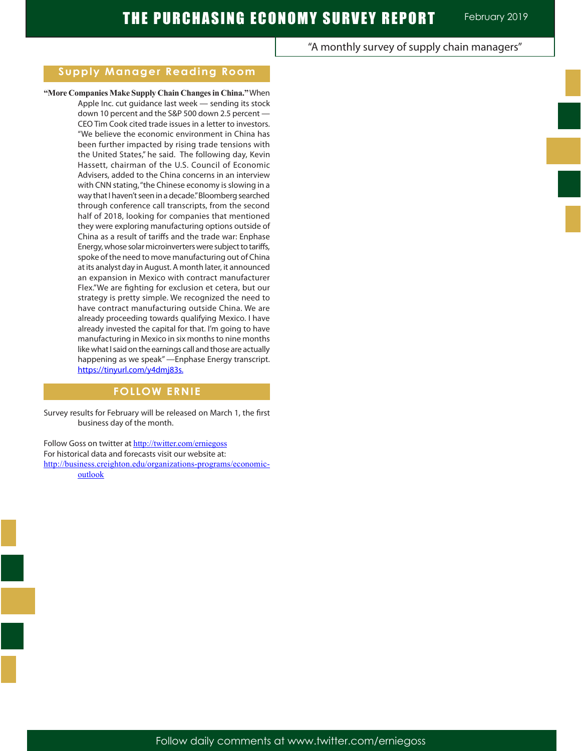## Supply Manager Reading Room

**"More Companies Make Supply Chain Changes in China."** When Apple Inc. cut guidance last week — sending its stock down 10 percent and the S&P 500 down 2.5 percent — CEO Tim Cook cited trade issues in a letter to investors. "We believe the economic environment in China has been further impacted by rising trade tensions with the United States," he said. The following day, Kevin Hassett, chairman of the U.S. Council of Economic Advisers, added to the China concerns in an interview with CNN stating, "the Chinese economy is slowing in a way that I haven't seen in a decade." Bloomberg searched through conference call transcripts, from the second half of 2018, looking for companies that mentioned they were exploring manufacturing options outside of China as a result of tariffs and the trade war: Enphase Energy, whose solar microinverters were subject to tariffs, spoke of the need to move manufacturing out of China at its analyst day in August. A month later, it announced an expansion in Mexico with contract manufacturer Flex."We are fighting for exclusion et cetera, but our strategy is pretty simple. We recognized the need to have contract manufacturing outside China. We are already proceeding towards qualifying Mexico. I have already invested the capital for that. I'm going to have manufacturing in Mexico in six months to nine months like what I said on the earnings call and those are actually happening as we speak" —Enphase Energy transcript. https://tinyurl.com/y4dmj83s.

## FOLLOW ERNIE

Survey results for February will be released on March 1, the first business day of the month.

Follow Goss on twitter at http://twitter.com/erniegoss
For historical data and forecasts visit our website at:
http://business.creighton.edu/organizations-programs/economic-outlook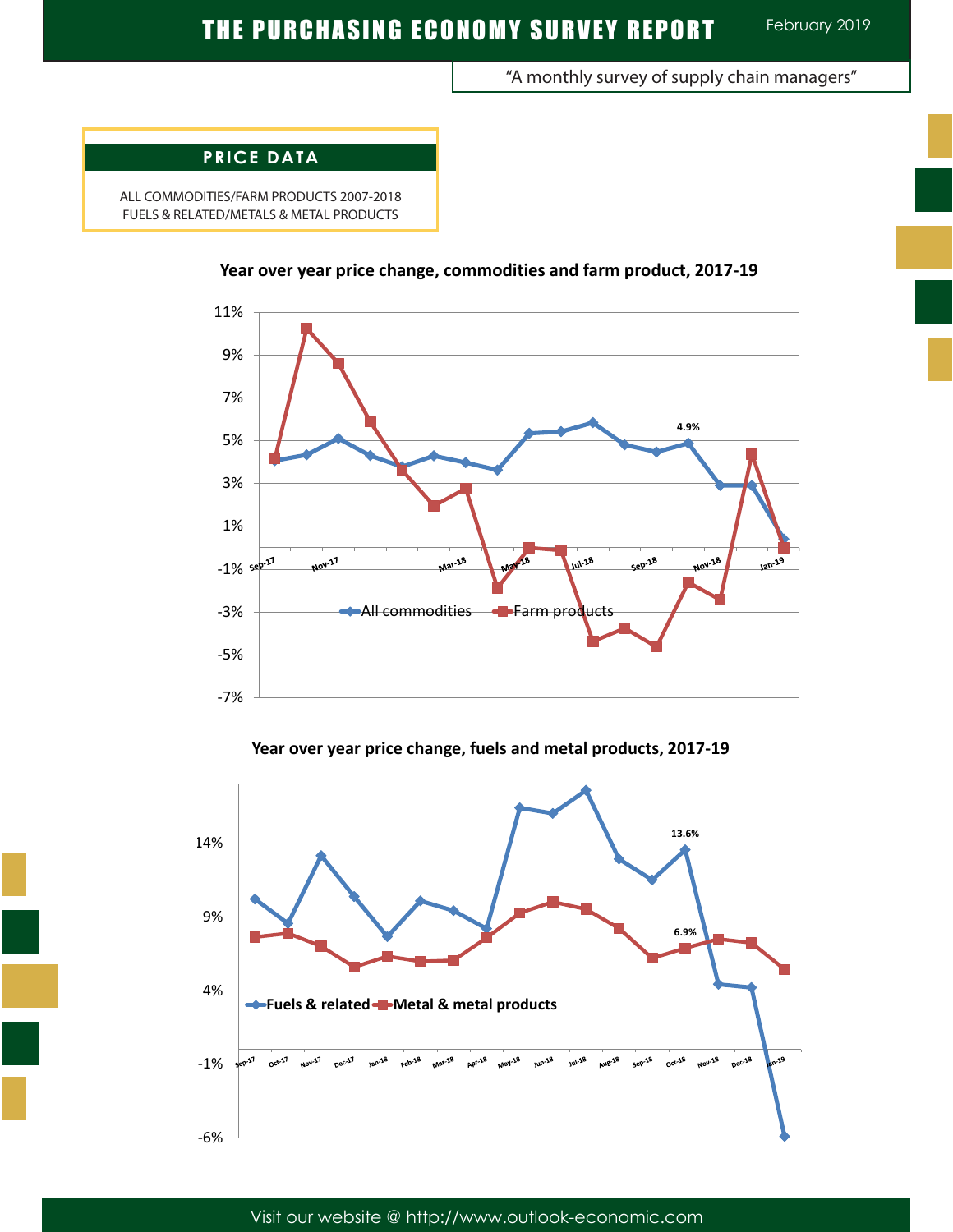# THE PURCHASING ECONOMY SURVEY REPORT

February 2019

"A monthly survey of supply chain managers"

## PRICE DATA

ALL COMMODITIES/FARM PRODUCTS 2007-2018
FUELS & RELATED/METALS & METAL PRODUCTS

**Year over year price change, commodities and farm product, 2017-19**

11%
9%
7%
5%
3%
1%
-1%
-3%
-5%
-7%

Sep-17
Nov-17
Mar-18
May-18
Jul-18
Sep-18
Nov-18
Jan-19

4.9%

All commodities
Farm products

**Year over year price change, fuels and metal products, 2017-19**

14%
9%
4%
-1%
-6%

Sep-17
Oct-17
Nov-17
Dec-17
Jan-18
Feb-18
Mar-18
Apr-18
May-18
Jun-18
Jul-18
Aug-18
Sep-18
Oct-18
Nov-18
Dec-18
Jan-19

13.6%
6.9%

Fuels & related
Metal & metal products

Visit our website @ http://www.outlook-economic.com